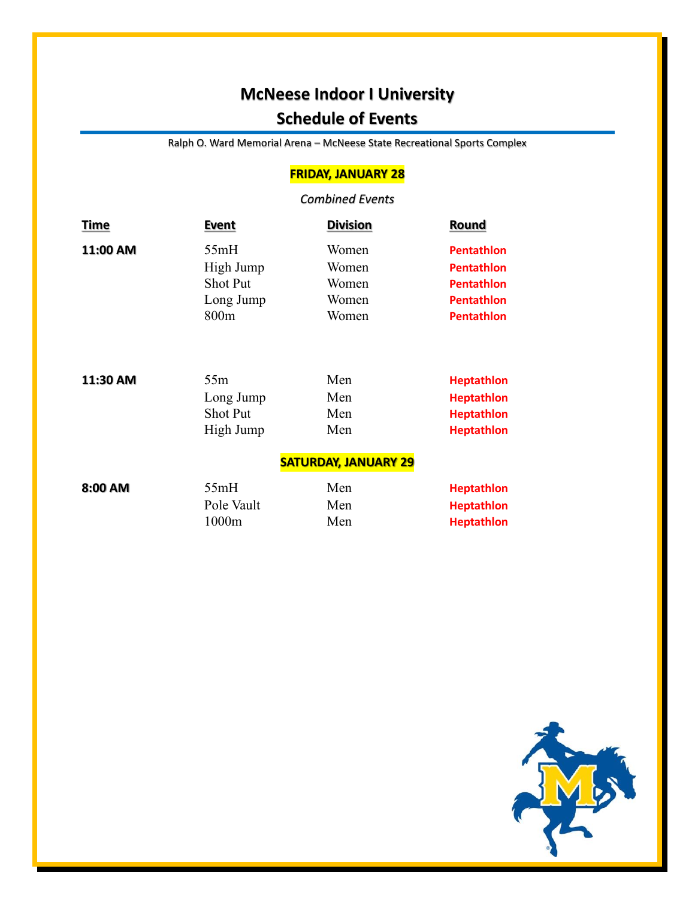# McNeese Indoor I University
## Schedule of Events

Ralph O. Ward Memorial Arena – McNeese State Recreational Sports Complex

### FRIDAY, JANUARY 28

*Combined Events*

| Time | Event | Division | Round |
|---|---|---|---|
| **11:00 AM** | 55mH | Women | Pentathlon |
| | High Jump | Women | Pentathlon |
| | Shot Put | Women | Pentathlon |
| | Long Jump | Women | Pentathlon |
| | 800m | Women | Pentathlon |
| **11:30 AM** | 55m | Men | Heptathlon |
| | Long Jump | Men | Heptathlon |
| | Shot Put | Men | Heptathlon |
| | High Jump | Men | Heptathlon |

### SATURDAY, JANUARY 29

| Time | Event | Division | Round |
|---|---|---|---|
| **8:00 AM** | 55mH | Men | Heptathlon |
| | Pole Vault | Men | Heptathlon |
| | 1000m | Men | Heptathlon |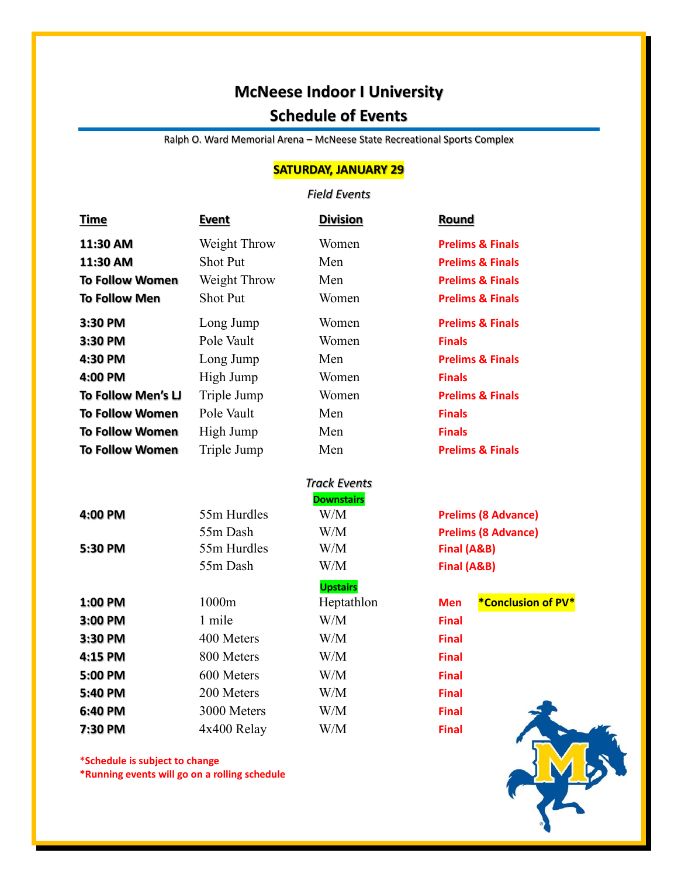# McNeese Indoor I University
## Schedule of Events

Ralph O. Ward Memorial Arena – McNeese State Recreational Sports Complex

**SATURDAY, JANUARY 29**

*Field Events*

| Time | Event | Division | Round |
|---|---|---|---|
| **11:30 AM** | Weight Throw | Women | **Prelims & Finals** |
| **11:30 AM** | Shot Put | Men | **Prelims & Finals** |
| **To Follow Women** | Weight Throw | Men | **Prelims & Finals** |
| **To Follow Men** | Shot Put | Women | **Prelims & Finals** |
| **3:30 PM** | Long Jump | Women | **Prelims & Finals** |
| **3:30 PM** | Pole Vault | Women | **Finals** |
| **4:30 PM** | Long Jump | Men | **Prelims & Finals** |
| **4:00 PM** | High Jump | Women | **Finals** |
| **To Follow Men's LJ** | Triple Jump | Women | **Prelims & Finals** |
| **To Follow Women** | Pole Vault | Men | **Finals** |
| **To Follow Women** | High Jump | Men | **Finals** |
| **To Follow Women** | Triple Jump | Men | **Prelims & Finals** |

*Track Events*

**Downstairs**

| Time | Event | Division | Round | |
|---|---|---|---|---|
| **4:00 PM** | 55m Hurdles | W/M | **Prelims (8 Advance)** | |
| | 55m Dash | W/M | **Prelims (8 Advance)** | |
| **5:30 PM** | 55m Hurdles | W/M | **Final (A&B)** | |
| | 55m Dash | W/M | **Final (A&B)** | |

**Upstairs**

| Time | Event | Division | Round | |
|---|---|---|---|---|
| **1:00 PM** | 1000m | Heptathlon | **Men** | **\*Conclusion of PV\*** |
| **3:00 PM** | 1 mile | W/M | **Final** | |
| **3:30 PM** | 400 Meters | W/M | **Final** | |
| **4:15 PM** | 800 Meters | W/M | **Final** | |
| **5:00 PM** | 600 Meters | W/M | **Final** | |
| **5:40 PM** | 200 Meters | W/M | **Final** | |
| **6:40 PM** | 3000 Meters | W/M | **Final** | |
| **7:30 PM** | 4x400 Relay | W/M | **Final** | |

**\*Schedule is subject to change**
**\*Running events will go on a rolling schedule**